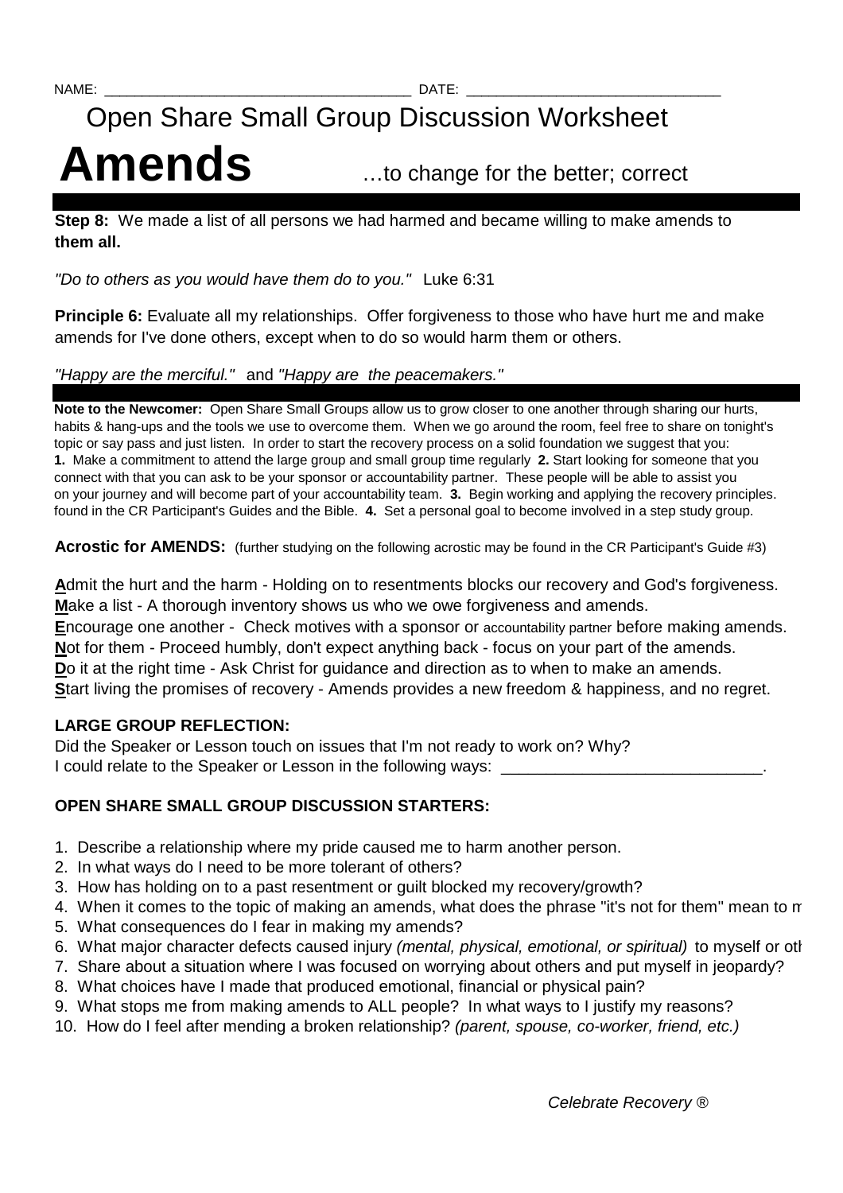NAME: ______________________________________ DATE: _______________________________

# Open Share Small Group Discussion Worksheet

# Amends

…to change for the better; correct

**Step 8:** We made a list of all persons we had harmed and became willing to make amends to **them all.**

*"Do to others as you would have them do to you."* Luke 6:31

**Principle 6:** Evaluate all my relationships. Offer forgiveness to those who have hurt me and make amends for I've done others, except when to do so would harm them or others.

*"Happy are the merciful."* and *"Happy are the peacemakers."*

**Note to the Newcomer:** Open Share Small Groups allow us to grow closer to one another through sharing our hurts, habits & hang-ups and the tools we use to overcome them. When we go around the room, feel free to share on tonight's topic or say pass and just listen. In order to start the recovery process on a solid foundation we suggest that you: **1.** Make a commitment to attend the large group and small group time regularly **2.** Start looking for someone that you connect with that you can ask to be your sponsor or accountability partner. These people will be able to assist you on your journey and will become part of your accountability team. **3.** Begin working and applying the recovery principles. found in the CR Participant's Guides and the Bible. **4.** Set a personal goal to become involved in a step study group.

**Acrostic for AMENDS:** (further studying on the following acrostic may be found in the CR Participant's Guide #3)

**A**dmit the hurt and the harm - Holding on to resentments blocks our recovery and God's forgiveness.
**M**ake a list - A thorough inventory shows us who we owe forgiveness and amends.
**E**ncourage one another - Check motives with a sponsor or accountability partner before making amends.
**N**ot for them - Proceed humbly, don't expect anything back - focus on your part of the amends.
**D**o it at the right time - Ask Christ for guidance and direction as to when to make an amends.
**S**tart living the promises of recovery - Amends provides a new freedom & happiness, and no regret.

**LARGE GROUP REFLECTION:**

Did the Speaker or Lesson touch on issues that I'm not ready to work on? Why?
I could relate to the Speaker or Lesson in the following ways: _____________________________.

**OPEN SHARE SMALL GROUP DISCUSSION STARTERS:**

1. Describe a relationship where my pride caused me to harm another person.
2. In what ways do I need to be more tolerant of others?
3. How has holding on to a past resentment or guilt blocked my recovery/growth?
4. When it comes to the topic of making an amends, what does the phrase "it's not for them" mean to m
5. What consequences do I fear in making my amends?
6. What major character defects caused injury *(mental, physical, emotional, or spiritual)* to myself or otl
7. Share about a situation where I was focused on worrying about others and put myself in jeopardy?
8. What choices have I made that produced emotional, financial or physical pain?
9. What stops me from making amends to ALL people? In what ways to I justify my reasons?
10. How do I feel after mending a broken relationship? *(parent, spouse, co-worker, friend, etc.)*

*Celebrate Recovery ®*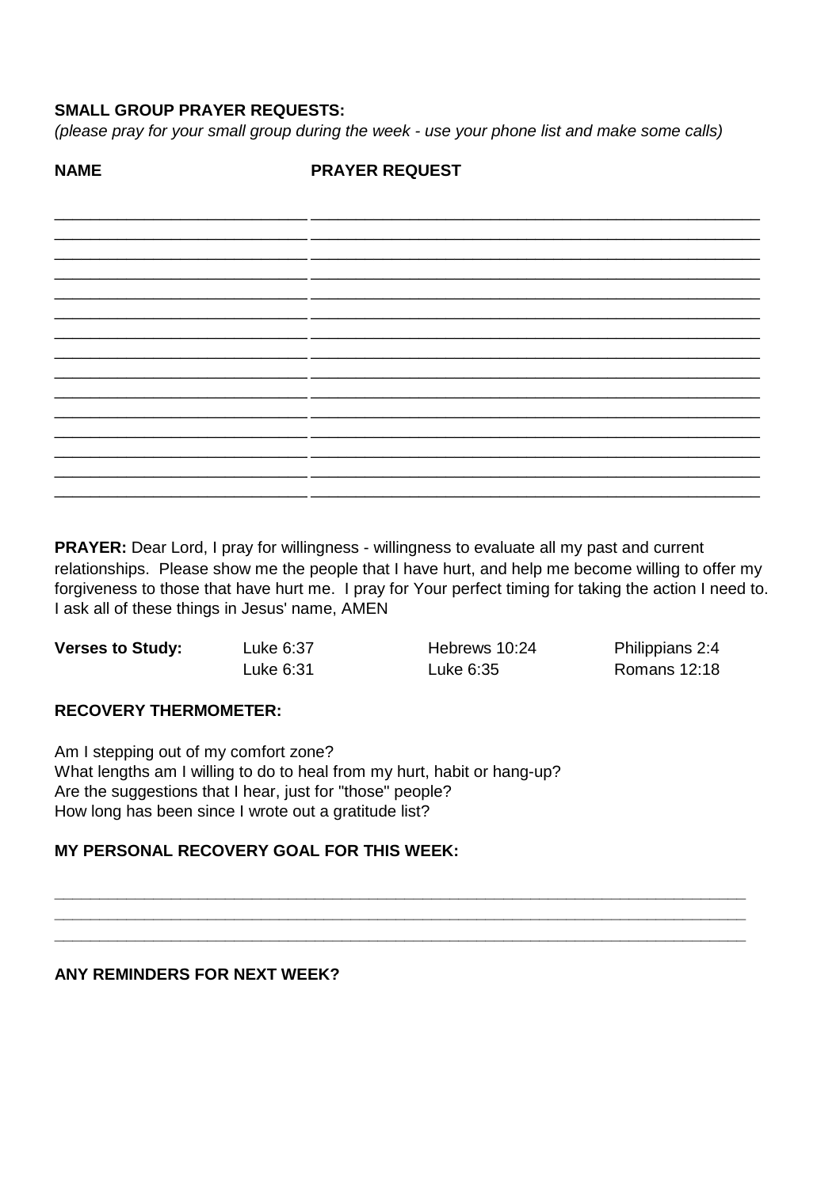**SMALL GROUP PRAYER REQUESTS:**
*(please pray for your small group during the week - use your phone list and make some calls)*

| NAME | PRAYER REQUEST |
|---|---|
| ___________________________ | ________________________________________________ |
| ___________________________ | ________________________________________________ |
| ___________________________ | ________________________________________________ |
| ___________________________ | ________________________________________________ |
| ___________________________ | ________________________________________________ |
| ___________________________ | ________________________________________________ |
| ___________________________ | ________________________________________________ |
| ___________________________ | ________________________________________________ |
| ___________________________ | ________________________________________________ |
| ___________________________ | ________________________________________________ |
| ___________________________ | ________________________________________________ |
| ___________________________ | ________________________________________________ |
| ___________________________ | ________________________________________________ |
| ___________________________ | ________________________________________________ |
| ___________________________ | ________________________________________________ |

**PRAYER:** Dear Lord, I pray for willingness - willingness to evaluate all my past and current relationships. Please show me the people that I have hurt, and help me become willing to offer my forgiveness to those that have hurt me. I pray for Your perfect timing for taking the action I need to. I ask all of these things in Jesus' name, AMEN

| **Verses to Study:** | Luke 6:37 | Hebrews 10:24 | Philippians 2:4 |
|---|---|---|---|
| | Luke 6:31 | Luke 6:35 | Romans 12:18 |

**RECOVERY THERMOMETER:**

Am I stepping out of my comfort zone?
What lengths am I willing to do to heal from my hurt, habit or hang-up?
Are the suggestions that I hear, just for "those" people?
How long has been since I wrote out a gratitude list?

**MY PERSONAL RECOVERY GOAL FOR THIS WEEK:**

________________________________________________________________________________
________________________________________________________________________________
________________________________________________________________________________

**ANY REMINDERS FOR NEXT WEEK?**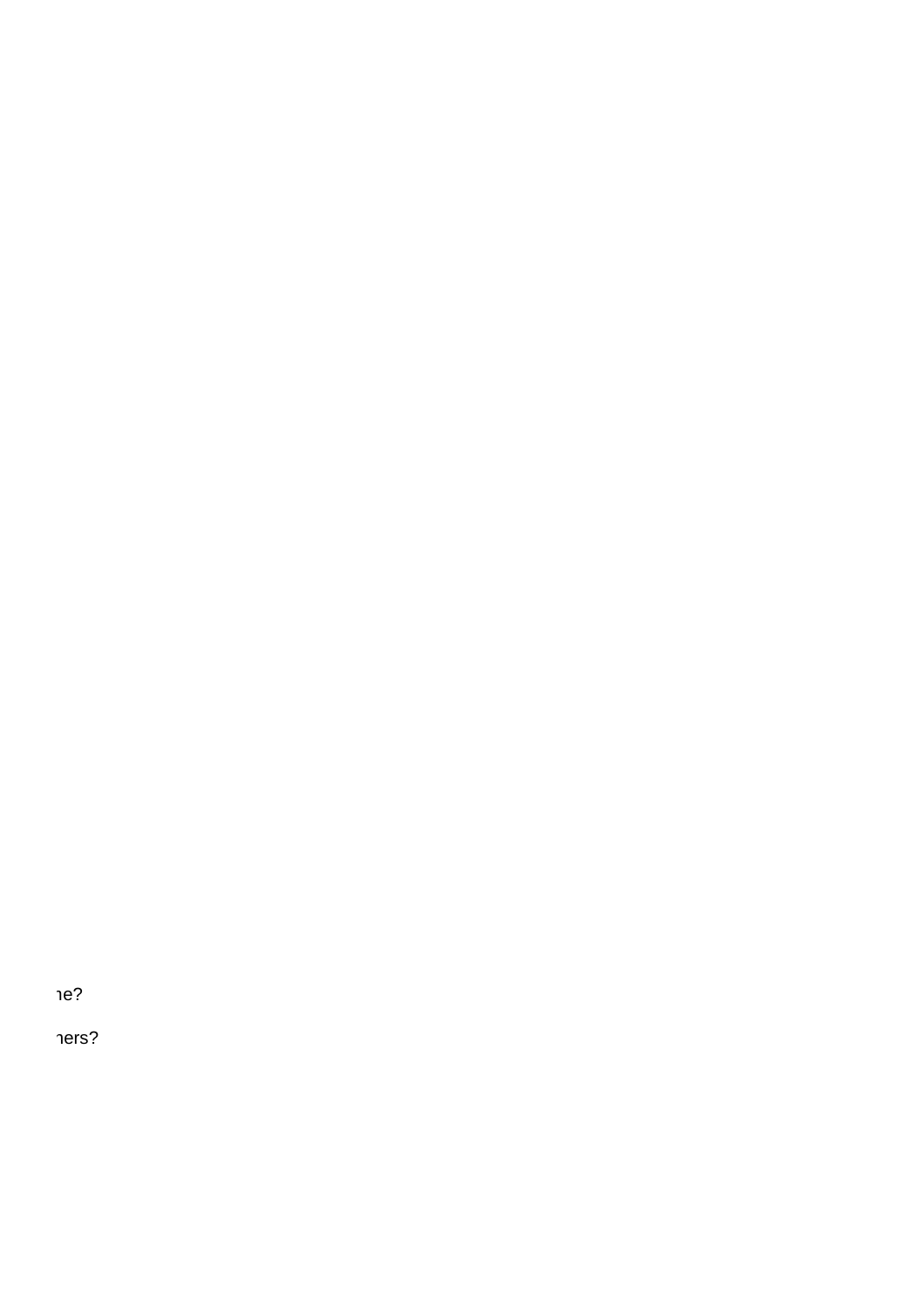ıe?

ıers?